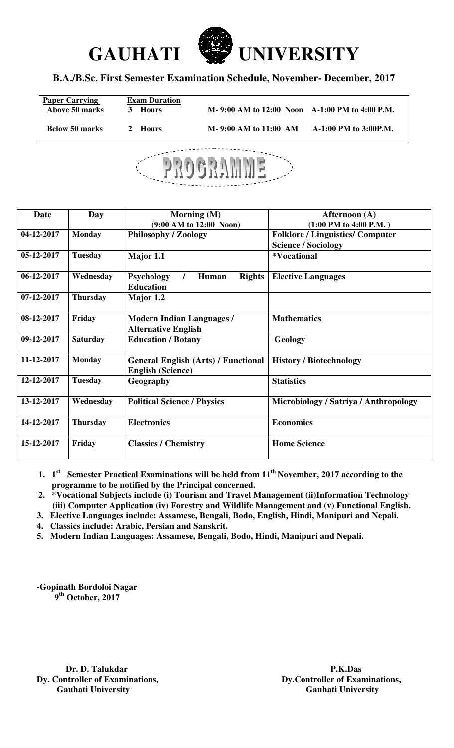# GAUHATI UNIVERSITY

## B.A./B.Sc. First Semester Examination Schedule, November- December, 2017

| Paper Carrying | Exam Duration | | |
|---|---|---|---|
| Above 50 marks | 3 Hours | M- 9:00 AM to 12:00 Noon | A-1:00 PM to 4:00 P.M. |
| Below 50 marks | 2 Hours | M- 9:00 AM to 11:00 AM | A-1:00 PM to 3:00P.M. |

## PROGRAMME

| Date | Day | Morning (M) (9:00 AM to 12:00 Noon) | Afternoon (A) (1:00 PM to 4:00 P.M. ) |
|---|---|---|---|
| 04-12-2017 | Monday | Philosophy / Zoology | Folklore / Linguistics/ Computer Science / Sociology |
| 05-12-2017 | Tuesday | Major 1.1 | *Vocational |
| 06-12-2017 | Wednesday | Psychology / Human Rights Education | Elective Languages |
| 07-12-2017 | Thursday | Major 1.2 | |
| 08-12-2017 | Friday | Modern Indian Languages / Alternative English | Mathematics |
| 09-12-2017 | Saturday | Education / Botany | Geology |
| 11-12-2017 | Monday | General English (Arts) / Functional English (Science) | History / Biotechnology |
| 12-12-2017 | Tuesday | Geography | Statistics |
| 13-12-2017 | Wednesday | Political Science / Physics | Microbiology / Satriya / Anthropology |
| 14-12-2017 | Thursday | Electronics | Economics |
| 15-12-2017 | Friday | Classics / Chemistry | Home Science |

1. 1st Semester Practical Examinations will be held from 11th November, 2017 according to the programme to be notified by the Principal concerned.
2. *Vocational Subjects include (i) Tourism and Travel Management (ii)Information Technology (iii) Computer Application (iv) Forestry and Wildlife Management and (v) Functional English.
3. Elective Languages include: Assamese, Bengali, Bodo, English, Hindi, Manipuri and Nepali.
4. Classics include: Arabic, Persian and Sanskrit.
5. Modern Indian Languages: Assamese, Bengali, Bodo, Hindi, Manipuri and Nepali.

-Gopinath Bordoloi Nagar
9th October, 2017

**Dr. D. Talukdar**
**Dy. Controller of Examinations,**
**Gauhati University**

**P.K.Das**
**Dy.Controller of Examinations,**
**Gauhati University**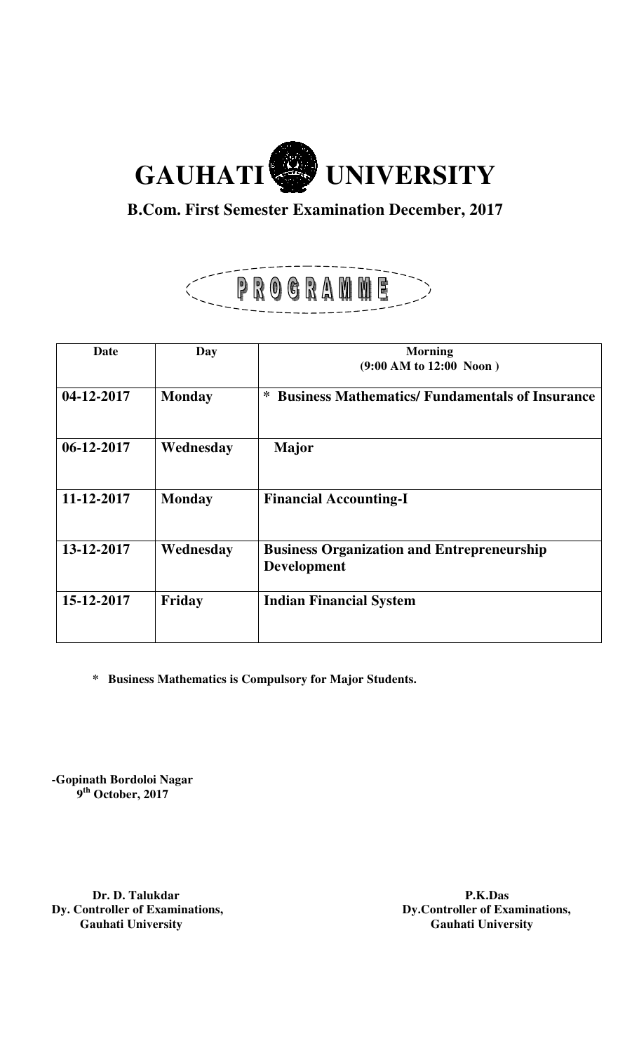# GAUHATI UNIVERSITY

## B.Com. First Semester Examination December, 2017

### PROGRAMME

| Date | Day | Morning (9:00 AM to 12:00 Noon ) |
|---|---|---|
| 04-12-2017 | Monday | * Business Mathematics/ Fundamentals of Insurance |
| 06-12-2017 | Wednesday | Major |
| 11-12-2017 | Monday | Financial Accounting-I |
| 13-12-2017 | Wednesday | Business Organization and Entrepreneurship Development |
| 15-12-2017 | Friday | Indian Financial System |

**\* Business Mathematics is Compulsory for Major Students.**

**-Gopinath Bordoloi Nagar**
**9th October, 2017**

**Dr. D. Talukdar**
**Dy. Controller of Examinations,**
**Gauhati University**

**P.K.Das**
**Dy.Controller of Examinations,**
**Gauhati University**